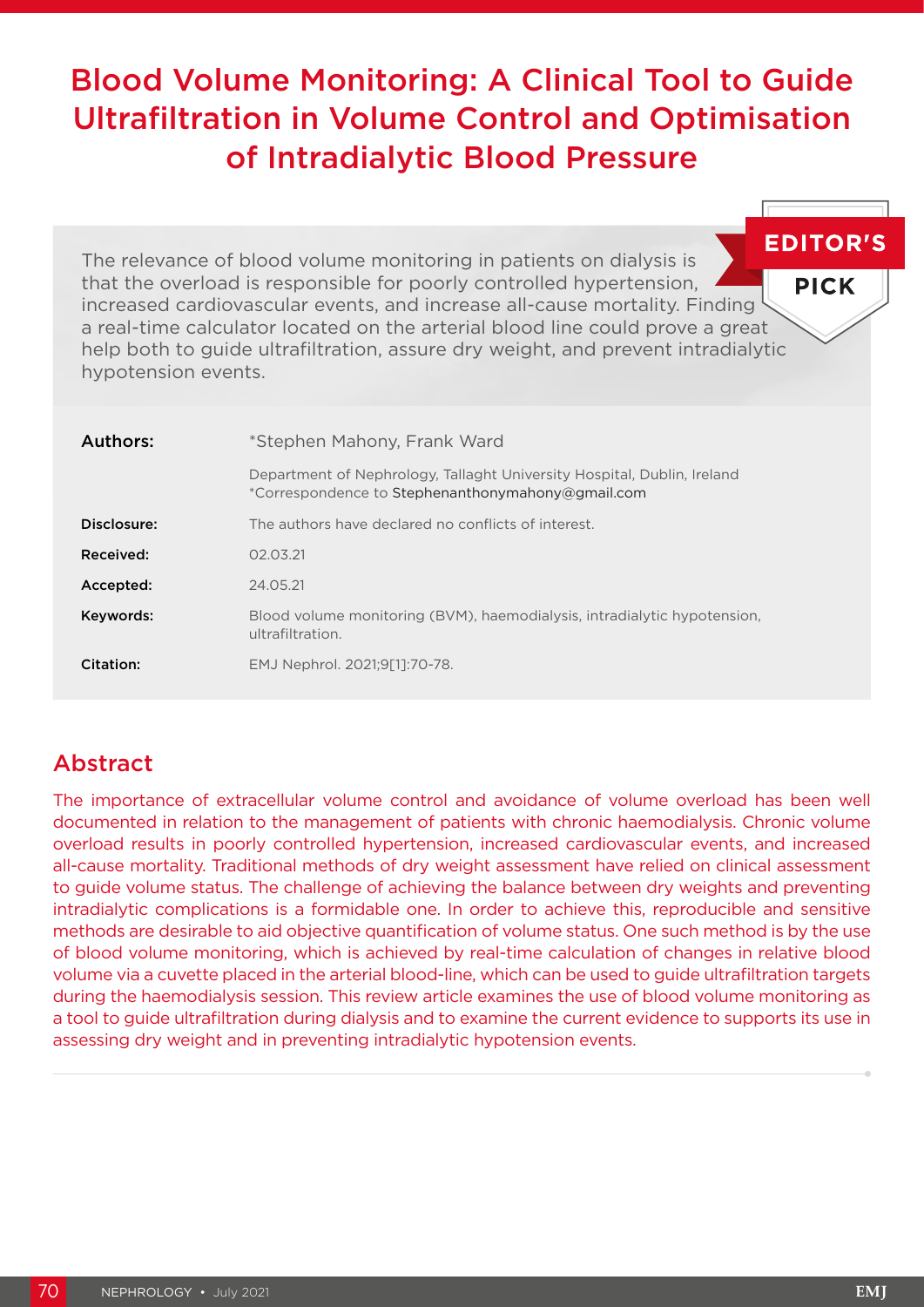# Blood Volume Monitoring: A Clinical Tool to Guide Ultrafiltration in Volume Control and Optimisation of Intradialytic Blood Pressure

EDITOR'S PICK

The relevance of blood volume monitoring in patients on dialysis is that the overload is responsible for poorly controlled hypertension, increased cardiovascular events, and increase all-cause mortality. Finding a real-time calculator located on the arterial blood line could prove a great help both to guide ultrafiltration, assure dry weight, and prevent intradialytic hypotension events.

| | |
|---|---|
| **Authors:** | *Stephen Mahony, Frank Ward |
| | Department of Nephrology, Tallaght University Hospital, Dublin, Ireland<br>*Correspondence to Stephenanthonymahony@gmail.com |
| **Disclosure:** | The authors have declared no conflicts of interest. |
| **Received:** | 02.03.21 |
| **Accepted:** | 24.05.21 |
| **Keywords:** | Blood volume monitoring (BVM), haemodialysis, intradialytic hypotension, ultrafiltration. |
| **Citation:** | EMJ Nephrol. 2021;9[1]:70-78. |

## Abstract

The importance of extracellular volume control and avoidance of volume overload has been well documented in relation to the management of patients with chronic haemodialysis. Chronic volume overload results in poorly controlled hypertension, increased cardiovascular events, and increased all-cause mortality. Traditional methods of dry weight assessment have relied on clinical assessment to guide volume status. The challenge of achieving the balance between dry weights and preventing intradialytic complications is a formidable one. In order to achieve this, reproducible and sensitive methods are desirable to aid objective quantification of volume status. One such method is by the use of blood volume monitoring, which is achieved by real-time calculation of changes in relative blood volume via a cuvette placed in the arterial blood-line, which can be used to guide ultrafiltration targets during the haemodialysis session. This review article examines the use of blood volume monitoring as a tool to guide ultrafiltration during dialysis and to examine the current evidence to supports its use in assessing dry weight and in preventing intradialytic hypotension events.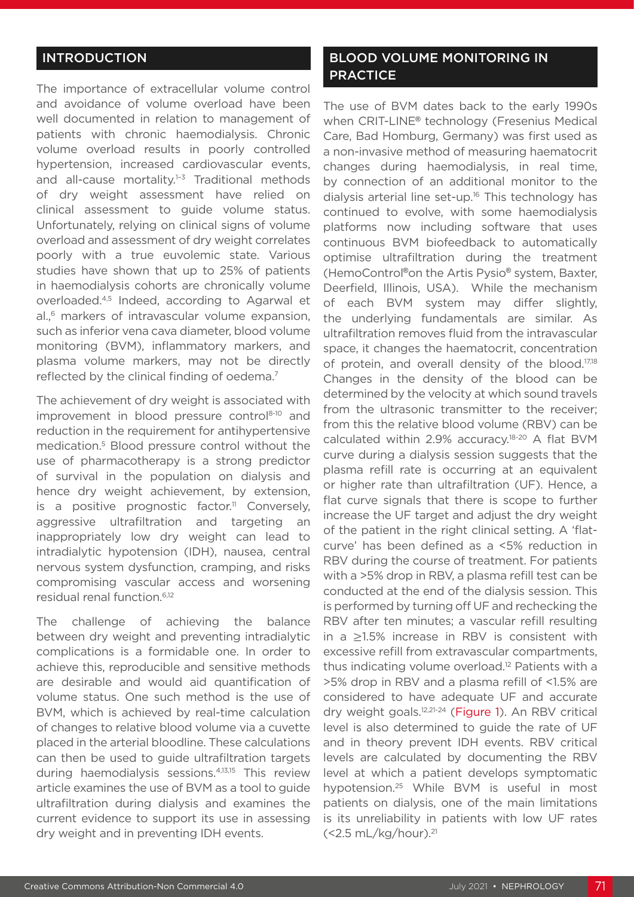## INTRODUCTION

The importance of extracellular volume control and avoidance of volume overload have been well documented in relation to management of patients with chronic haemodialysis. Chronic volume overload results in poorly controlled hypertension, increased cardiovascular events, and all-cause mortality.[1–3] Traditional methods of dry weight assessment have relied on clinical assessment to guide volume status. Unfortunately, relying on clinical signs of volume overload and assessment of dry weight correlates poorly with a true euvolemic state. Various studies have shown that up to 25% of patients in haemodialysis cohorts are chronically volume overloaded.[4,5] Indeed, according to Agarwal et al.,[6] markers of intravascular volume expansion, such as inferior vena cava diameter, blood volume monitoring (BVM), inflammatory markers, and plasma volume markers, may not be directly reflected by the clinical finding of oedema.[7]

The achievement of dry weight is associated with improvement in blood pressure control[8-10] and reduction in the requirement for antihypertensive medication.[5] Blood pressure control without the use of pharmacotherapy is a strong predictor of survival in the population on dialysis and hence dry weight achievement, by extension, is a positive prognostic factor.[11] Conversely, aggressive ultrafiltration and targeting an inappropriately low dry weight can lead to intradialytic hypotension (IDH), nausea, central nervous system dysfunction, cramping, and risks compromising vascular access and worsening residual renal function.[6,12]

The challenge of achieving the balance between dry weight and preventing intradialytic complications is a formidable one. In order to achieve this, reproducible and sensitive methods are desirable and would aid quantification of volume status. One such method is the use of BVM, which is achieved by real-time calculation of changes to relative blood volume via a cuvette placed in the arterial bloodline. These calculations can then be used to guide ultrafiltration targets during haemodialysis sessions.[4,13,15] This review article examines the use of BVM as a tool to guide ultrafiltration during dialysis and examines the current evidence to support its use in assessing dry weight and in preventing IDH events.

## BLOOD VOLUME MONITORING IN PRACTICE

The use of BVM dates back to the early 1990s when CRIT-LINE® technology (Fresenius Medical Care, Bad Homburg, Germany) was first used as a non-invasive method of measuring haematocrit changes during haemodialysis, in real time, by connection of an additional monitor to the dialysis arterial line set-up.[16] This technology has continued to evolve, with some haemodialysis platforms now including software that uses continuous BVM biofeedback to automatically optimise ultrafiltration during the treatment (HemoControl® on the Artis Pysio® system, Baxter, Deerfield, Illinois, USA). While the mechanism of each BVM system may differ slightly, the underlying fundamentals are similar. As ultrafiltration removes fluid from the intravascular space, it changes the haematocrit, concentration of protein, and overall density of the blood.[17,18] Changes in the density of the blood can be determined by the velocity at which sound travels from the ultrasonic transmitter to the receiver; from this the relative blood volume (RBV) can be calculated within 2.9% accuracy.[18-20] A flat BVM curve during a dialysis session suggests that the plasma refill rate is occurring at an equivalent or higher rate than ultrafiltration (UF). Hence, a flat curve signals that there is scope to further increase the UF target and adjust the dry weight of the patient in the right clinical setting. A 'flat-curve' has been defined as a <5% reduction in RBV during the course of treatment. For patients with a >5% drop in RBV, a plasma refill test can be conducted at the end of the dialysis session. This is performed by turning off UF and rechecking the RBV after ten minutes; a vascular refill resulting in a ≥1.5% increase in RBV is consistent with excessive refill from extravascular compartments, thus indicating volume overload.[12] Patients with a >5% drop in RBV and a plasma refill of <1.5% are considered to have adequate UF and accurate dry weight goals.[12,21-24] (Figure 1). An RBV critical level is also determined to guide the rate of UF and in theory prevent IDH events. RBV critical levels are calculated by documenting the RBV level at which a patient develops symptomatic hypotension.[25] While BVM is useful in most patients on dialysis, one of the main limitations is its unreliability in patients with low UF rates (<2.5 mL/kg/hour).[21]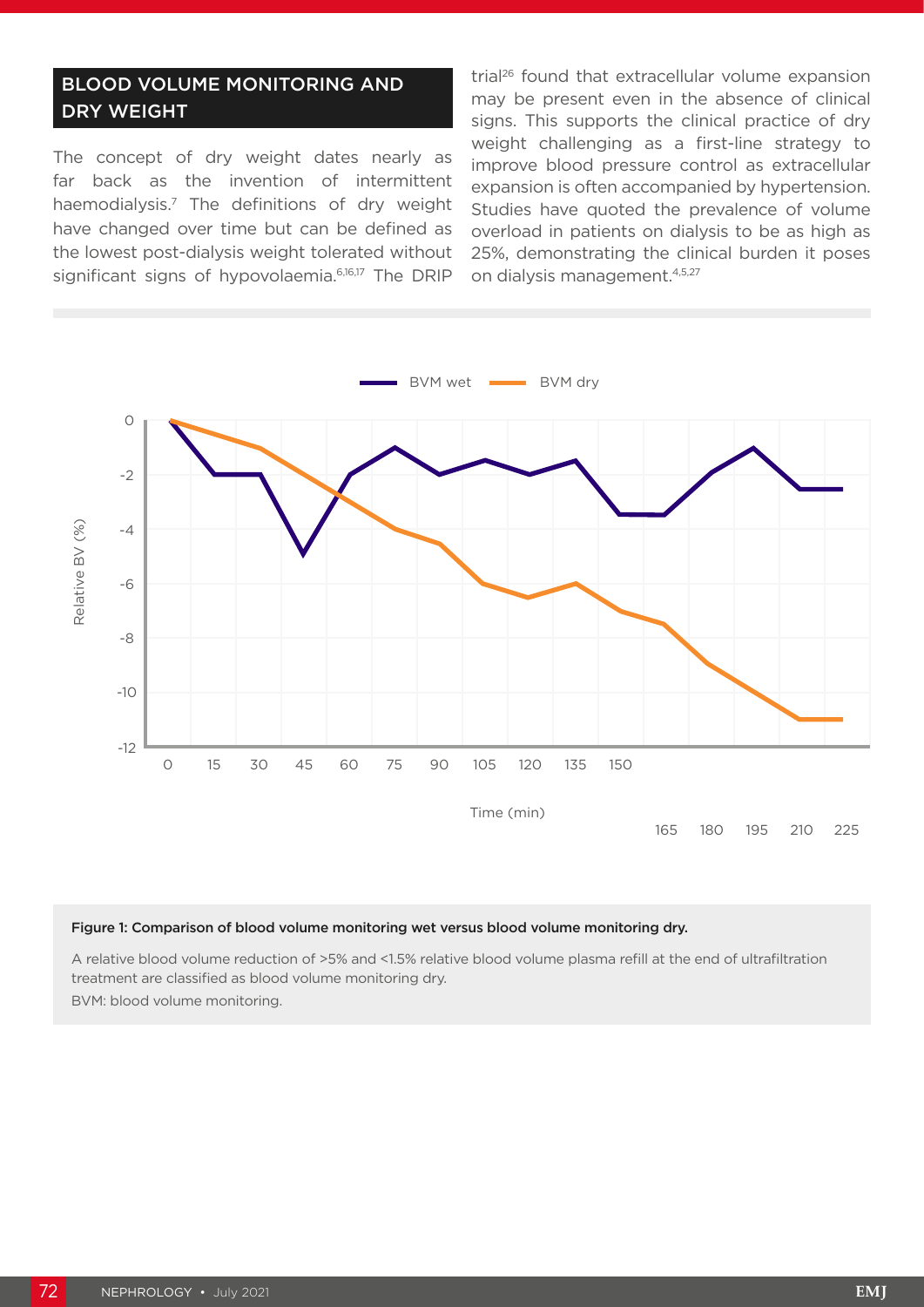## BLOOD VOLUME MONITORING AND DRY WEIGHT

The concept of dry weight dates nearly as far back as the invention of intermittent haemodialysis.[7] The definitions of dry weight have changed over time but can be defined as the lowest post-dialysis weight tolerated without significant signs of hypovolaemia.[6,16,17] The DRIP trial[26] found that extracellular volume expansion may be present even in the absence of clinical signs. This supports the clinical practice of dry weight challenging as a first-line strategy to improve blood pressure control as extracellular expansion is often accompanied by hypertension. Studies have quoted the prevalence of volume overload in patients on dialysis to be as high as 25%, demonstrating the clinical burden it poses on dialysis management.[4,5,27]

**Figure 1: Comparison of blood volume monitoring wet versus blood volume monitoring dry.**

A relative blood volume reduction of >5% and <1.5% relative blood volume plasma refill at the end of ultrafiltration treatment are classified as blood volume monitoring dry.

BVM: blood volume monitoring.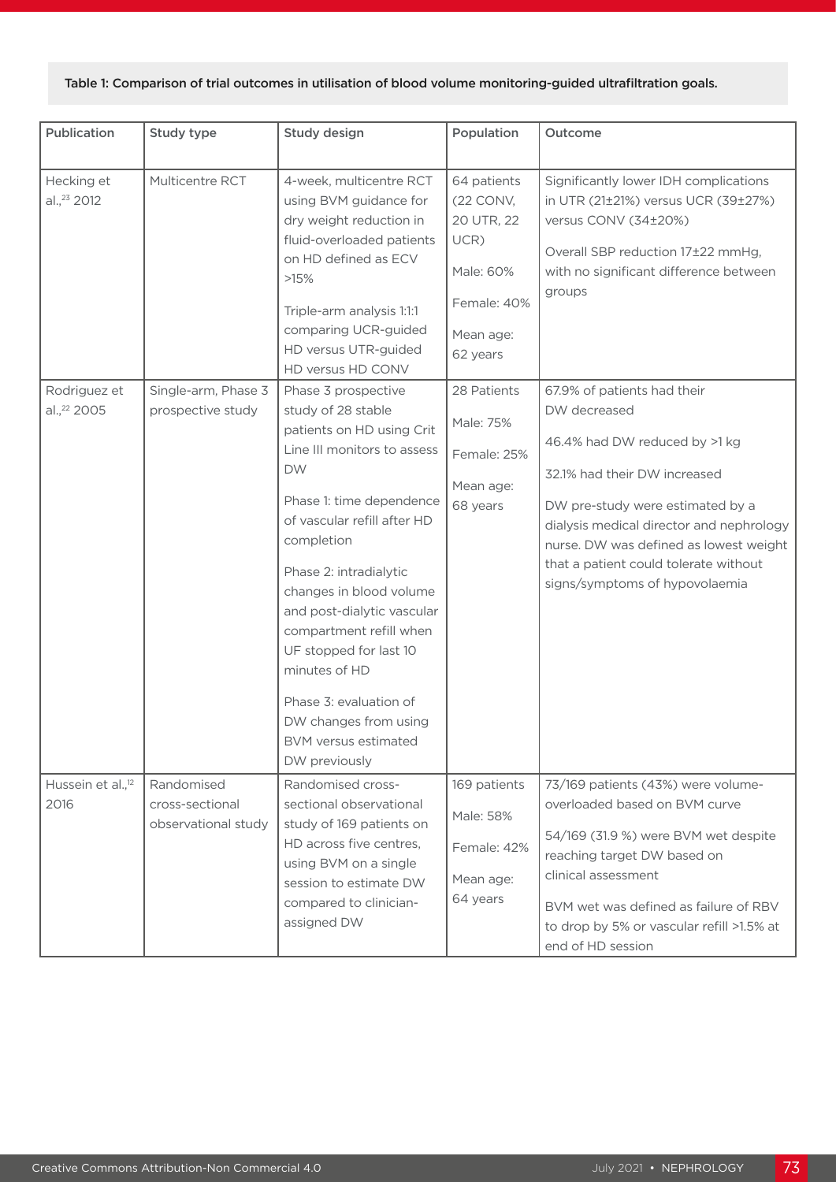**Table 1: Comparison of trial outcomes in utilisation of blood volume monitoring-guided ultrafiltration goals.**

| Publication | Study type | Study design | Population | Outcome |
|---|---|---|---|---|
| Hecking et al.,[23] 2012 | Multicentre RCT | 4-week, multicentre RCT using BVM guidance for dry weight reduction in fluid-overloaded patients on HD defined as ECV >15%<br><br>Triple-arm analysis 1:1:1 comparing UCR-guided HD versus UTR-guided HD versus HD CONV | 64 patients (22 CONV, 20 UTR, 22 UCR)<br><br>Male: 60%<br><br>Female: 40%<br><br>Mean age: 62 years | Significantly lower IDH complications in UTR (21±21%) versus UCR (39±27%) versus CONV (34±20%)<br><br>Overall SBP reduction 17±22 mmHg, with no significant difference between groups |
| Rodriguez et al.,[22] 2005 | Single-arm, Phase 3 prospective study | Phase 3 prospective study of 28 stable patients on HD using Crit Line III monitors to assess DW<br><br>Phase 1: time dependence of vascular refill after HD completion<br><br>Phase 2: intradialytic changes in blood volume and post-dialytic vascular compartment refill when UF stopped for last 10 minutes of HD<br><br>Phase 3: evaluation of DW changes from using BVM versus estimated DW previously | 28 Patients<br><br>Male: 75%<br><br>Female: 25%<br><br>Mean age: 68 years | 67.9% of patients had their DW decreased<br><br>46.4% had DW reduced by >1 kg<br><br>32.1% had their DW increased<br><br>DW pre-study were estimated by a dialysis medical director and nephrology nurse. DW was defined as lowest weight that a patient could tolerate without signs/symptoms of hypovolaemia |
| Hussein et al.,[12] 2016 | Randomised cross-sectional observational study | Randomised cross-sectional observational study of 169 patients on HD across five centres, using BVM on a single session to estimate DW compared to clinician-assigned DW | 169 patients<br><br>Male: 58%<br><br>Female: 42%<br><br>Mean age: 64 years | 73/169 patients (43%) were volume-overloaded based on BVM curve<br><br>54/169 (31.9 %) were BVM wet despite reaching target DW based on clinical assessment<br><br>BVM wet was defined as failure of RBV to drop by 5% or vascular refill >1.5% at end of HD session |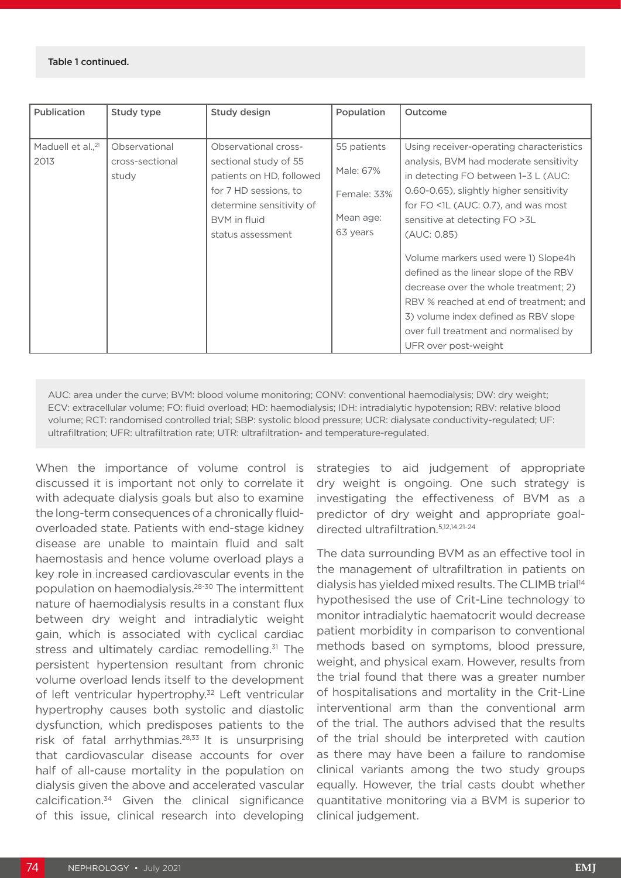Table 1 continued.

| Publication | Study type | Study design | Population | Outcome |
|---|---|---|---|---|
| Maduell et al.,[21] 2013 | Observational cross-sectional study | Observational cross-sectional study of 55 patients on HD, followed for 7 HD sessions, to determine sensitivity of BVM in fluid status assessment | 55 patients<br><br>Male: 67%<br><br>Female: 33%<br><br>Mean age: 63 years | Using receiver-operating characteristics analysis, BVM had moderate sensitivity in detecting FO between 1–3 L (AUC: 0.60-0.65), slightly higher sensitivity for FO <1L (AUC: 0.7), and was most sensitive at detecting FO >3L (AUC: 0.85)<br><br>Volume markers used were 1) Slope4h defined as the linear slope of the RBV decrease over the whole treatment; 2) RBV % reached at end of treatment; and 3) volume index defined as RBV slope over full treatment and normalised by UFR over post-weight |

AUC: area under the curve; BVM: blood volume monitoring; CONV: conventional haemodialysis; DW: dry weight; ECV: extracellular volume; FO: fluid overload; HD: haemodialysis; IDH: intradialytic hypotension; RBV: relative blood volume; RCT: randomised controlled trial; SBP: systolic blood pressure; UCR: dialysate conductivity-regulated; UF: ultrafiltration; UFR: ultrafiltration rate; UTR: ultrafiltration- and temperature-regulated.

When the importance of volume control is discussed it is important not only to correlate it with adequate dialysis goals but also to examine the long-term consequences of a chronically fluid-overloaded state. Patients with end-stage kidney disease are unable to maintain fluid and salt haemostasis and hence volume overload plays a key role in increased cardiovascular events in the population on haemodialysis.[28-30] The intermittent nature of haemodialysis results in a constant flux between dry weight and intradialytic weight gain, which is associated with cyclical cardiac stress and ultimately cardiac remodelling.[31] The persistent hypertension resultant from chronic volume overload lends itself to the development of left ventricular hypertrophy.[32] Left ventricular hypertrophy causes both systolic and diastolic dysfunction, which predisposes patients to the risk of fatal arrhythmias.[28,33] It is unsurprising that cardiovascular disease accounts for over half of all-cause mortality in the population on dialysis given the above and accelerated vascular calcification.[34] Given the clinical significance of this issue, clinical research into developing strategies to aid judgement of appropriate dry weight is ongoing. One such strategy is investigating the effectiveness of BVM as a predictor of dry weight and appropriate goal-directed ultrafiltration.[5,12,14,21-24]

The data surrounding BVM as an effective tool in the management of ultrafiltration in patients on dialysis has yielded mixed results. The CLIMB trial[14] hypothesised the use of Crit-Line technology to monitor intradialytic haematocrit would decrease patient morbidity in comparison to conventional methods based on symptoms, blood pressure, weight, and physical exam. However, results from the trial found that there was a greater number of hospitalisations and mortality in the Crit-Line interventional arm than the conventional arm of the trial. The authors advised that the results of the trial should be interpreted with caution as there may have been a failure to randomise clinical variants among the two study groups equally. However, the trial casts doubt whether quantitative monitoring via a BVM is superior to clinical judgement.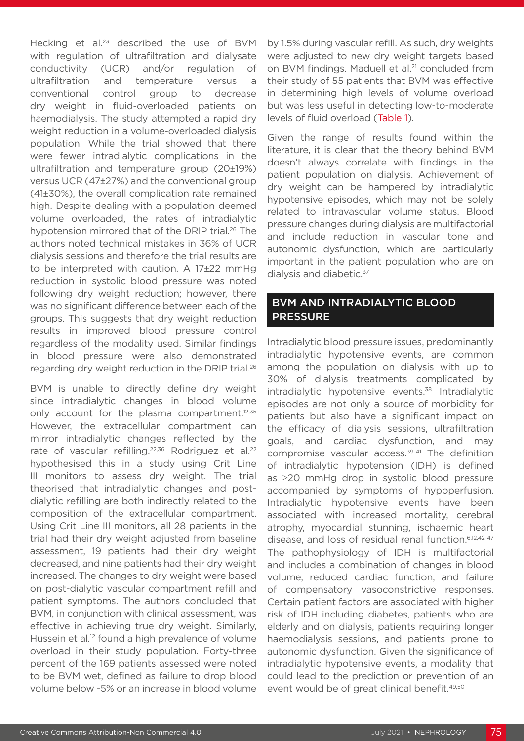Hecking et al.[23] described the use of BVM with regulation of ultrafiltration and dialysate conductivity (UCR) and/or regulation of ultrafiltration and temperature versus a conventional control group to decrease dry weight in fluid-overloaded patients on haemodialysis. The study attempted a rapid dry weight reduction in a volume-overloaded dialysis population. While the trial showed that there were fewer intradialytic complications in the ultrafiltration and temperature group (20±19%) versus UCR (47±27%) and the conventional group (41±30%), the overall complication rate remained high. Despite dealing with a population deemed volume overloaded, the rates of intradialytic hypotension mirrored that of the DRIP trial.[26] The authors noted technical mistakes in 36% of UCR dialysis sessions and therefore the trial results are to be interpreted with caution. A 17±22 mmHg reduction in systolic blood pressure was noted following dry weight reduction; however, there was no significant difference between each of the groups. This suggests that dry weight reduction results in improved blood pressure control regardless of the modality used. Similar findings in blood pressure were also demonstrated regarding dry weight reduction in the DRIP trial.[26]

BVM is unable to directly define dry weight since intradialytic changes in blood volume only account for the plasma compartment.[12,35] However, the extracellular compartment can mirror intradialytic changes reflected by the rate of vascular refilling.[22,36] Rodriguez et al.[22] hypothesised this in a study using Crit Line III monitors to assess dry weight. The trial theorised that intradialytic changes and post-dialytic refilling are both indirectly related to the composition of the extracellular compartment. Using Crit Line III monitors, all 28 patients in the trial had their dry weight adjusted from baseline assessment, 19 patients had their dry weight decreased, and nine patients had their dry weight increased. The changes to dry weight were based on post-dialytic vascular compartment refill and patient symptoms. The authors concluded that BVM, in conjunction with clinical assessment, was effective in achieving true dry weight. Similarly, Hussein et al.[12] found a high prevalence of volume overload in their study population. Forty-three percent of the 169 patients assessed were noted to be BVM wet, defined as failure to drop blood volume below -5% or an increase in blood volume by 1.5% during vascular refill. As such, dry weights were adjusted to new dry weight targets based on BVM findings. Maduell et al.[21] concluded from their study of 55 patients that BVM was effective in determining high levels of volume overload but was less useful in detecting low-to-moderate levels of fluid overload (Table 1).

Given the range of results found within the literature, it is clear that the theory behind BVM doesn't always correlate with findings in the patient population on dialysis. Achievement of dry weight can be hampered by intradialytic hypotensive episodes, which may not be solely related to intravascular volume status. Blood pressure changes during dialysis are multifactorial and include reduction in vascular tone and autonomic dysfunction, which are particularly important in the patient population who are on dialysis and diabetic.[37]

## BVM AND INTRADIALYTIC BLOOD PRESSURE

Intradialytic blood pressure issues, predominantly intradialytic hypotensive events, are common among the population on dialysis with up to 30% of dialysis treatments complicated by intradialytic hypotensive events.[38] Intradialytic episodes are not only a source of morbidity for patients but also have a significant impact on the efficacy of dialysis sessions, ultrafiltration goals, and cardiac dysfunction, and may compromise vascular access.[39-41] The definition of intradialytic hypotension (IDH) is defined as ≥20 mmHg drop in systolic blood pressure accompanied by symptoms of hypoperfusion. Intradialytic hypotensive events have been associated with increased mortality, cerebral atrophy, myocardial stunning, ischaemic heart disease, and loss of residual renal function.[6,12,42-47] The pathophysiology of IDH is multifactorial and includes a combination of changes in blood volume, reduced cardiac function, and failure of compensatory vasoconstrictive responses. Certain patient factors are associated with higher risk of IDH including diabetes, patients who are elderly and on dialysis, patients requiring longer haemodialysis sessions, and patients prone to autonomic dysfunction. Given the significance of intradialytic hypotensive events, a modality that could lead to the prediction or prevention of an event would be of great clinical benefit.[49,50]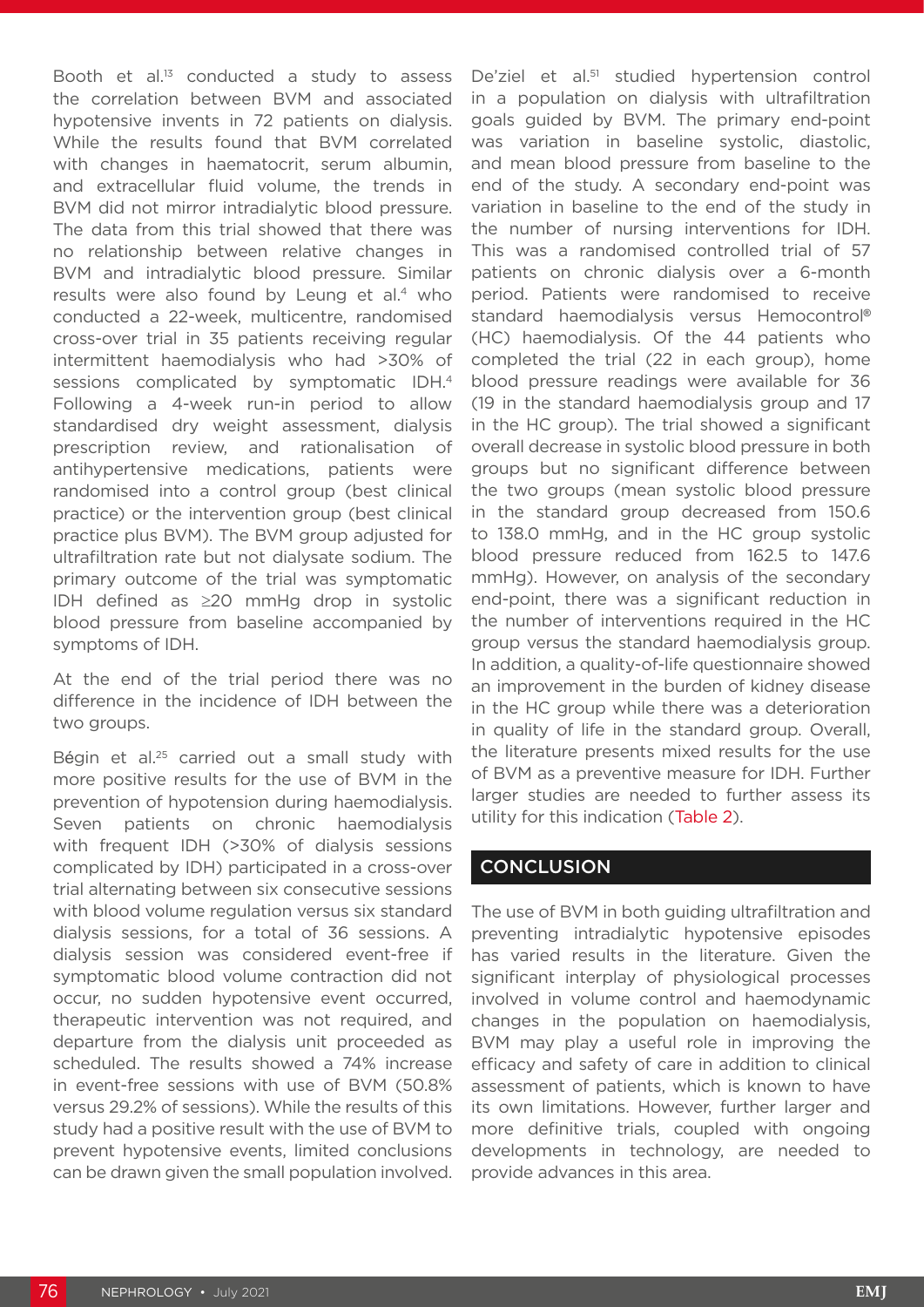Booth et al.[13] conducted a study to assess the correlation between BVM and associated hypotensive invents in 72 patients on dialysis. While the results found that BVM correlated with changes in haematocrit, serum albumin, and extracellular fluid volume, the trends in BVM did not mirror intradialytic blood pressure. The data from this trial showed that there was no relationship between relative changes in BVM and intradialytic blood pressure. Similar results were also found by Leung et al.[4] who conducted a 22-week, multicentre, randomised cross-over trial in 35 patients receiving regular intermittent haemodialysis who had >30% of sessions complicated by symptomatic IDH.[4] Following a 4-week run-in period to allow standardised dry weight assessment, dialysis prescription review, and rationalisation of antihypertensive medications, patients were randomised into a control group (best clinical practice) or the intervention group (best clinical practice plus BVM). The BVM group adjusted for ultrafiltration rate but not dialysate sodium. The primary outcome of the trial was symptomatic IDH defined as ≥20 mmHg drop in systolic blood pressure from baseline accompanied by symptoms of IDH.

At the end of the trial period there was no difference in the incidence of IDH between the two groups.

Bégin et al.[25] carried out a small study with more positive results for the use of BVM in the prevention of hypotension during haemodialysis. Seven patients on chronic haemodialysis with frequent IDH (>30% of dialysis sessions complicated by IDH) participated in a cross-over trial alternating between six consecutive sessions with blood volume regulation versus six standard dialysis sessions, for a total of 36 sessions. A dialysis session was considered event-free if symptomatic blood volume contraction did not occur, no sudden hypotensive event occurred, therapeutic intervention was not required, and departure from the dialysis unit proceeded as scheduled. The results showed a 74% increase in event-free sessions with use of BVM (50.8% versus 29.2% of sessions). While the results of this study had a positive result with the use of BVM to prevent hypotensive events, limited conclusions can be drawn given the small population involved.

De'ziel et al.[51] studied hypertension control in a population on dialysis with ultrafiltration goals guided by BVM. The primary end-point was variation in baseline systolic, diastolic, and mean blood pressure from baseline to the end of the study. A secondary end-point was variation in baseline to the end of the study in the number of nursing interventions for IDH. This was a randomised controlled trial of 57 patients on chronic dialysis over a 6-month period. Patients were randomised to receive standard haemodialysis versus Hemocontrol® (HC) haemodialysis. Of the 44 patients who completed the trial (22 in each group), home blood pressure readings were available for 36 (19 in the standard haemodialysis group and 17 in the HC group). The trial showed a significant overall decrease in systolic blood pressure in both groups but no significant difference between the two groups (mean systolic blood pressure in the standard group decreased from 150.6 to 138.0 mmHg, and in the HC group systolic blood pressure reduced from 162.5 to 147.6 mmHg). However, on analysis of the secondary end-point, there was a significant reduction in the number of interventions required in the HC group versus the standard haemodialysis group. In addition, a quality-of-life questionnaire showed an improvement in the burden of kidney disease in the HC group while there was a deterioration in quality of life in the standard group. Overall, the literature presents mixed results for the use of BVM as a preventive measure for IDH. Further larger studies are needed to further assess its utility for this indication (Table 2).

## CONCLUSION

The use of BVM in both guiding ultrafiltration and preventing intradialytic hypotensive episodes has varied results in the literature. Given the significant interplay of physiological processes involved in volume control and haemodynamic changes in the population on haemodialysis, BVM may play a useful role in improving the efficacy and safety of care in addition to clinical assessment of patients, which is known to have its own limitations. However, further larger and more definitive trials, coupled with ongoing developments in technology, are needed to provide advances in this area.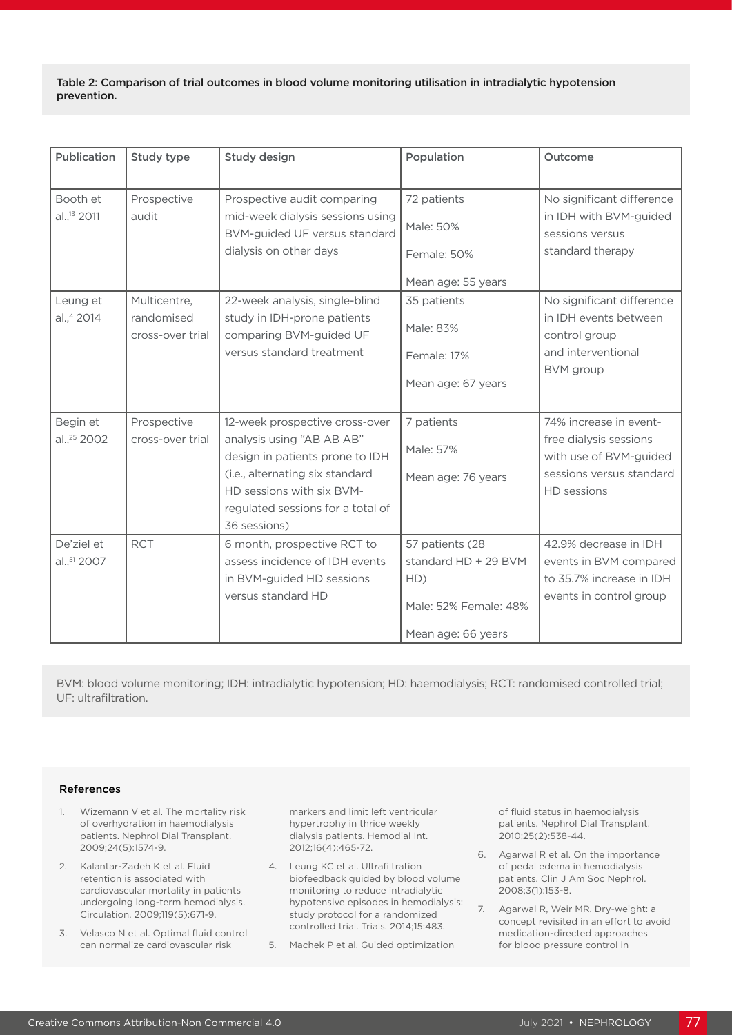**Table 2: Comparison of trial outcomes in blood volume monitoring utilisation in intradialytic hypotension prevention.**

| Publication | Study type | Study design | Population | Outcome |
|---|---|---|---|---|
| Booth et al.,[13] 2011 | Prospective audit | Prospective audit comparing mid-week dialysis sessions using BVM-guided UF versus standard dialysis on other days | 72 patients<br>Male: 50%<br>Female: 50%<br>Mean age: 55 years | No significant difference in IDH with BVM-guided sessions versus standard therapy |
| Leung et al.,[4] 2014 | Multicentre, randomised cross-over trial | 22-week analysis, single-blind study in IDH-prone patients comparing BVM-guided UF versus standard treatment | 35 patients<br>Male: 83%<br>Female: 17%<br>Mean age: 67 years | No significant difference in IDH events between control group and interventional BVM group |
| Begin et al.,[25] 2002 | Prospective cross-over trial | 12-week prospective cross-over analysis using "AB AB AB" design in patients prone to IDH (i.e., alternating six standard HD sessions with six BVM-regulated sessions for a total of 36 sessions) | 7 patients<br>Male: 57%<br>Mean age: 76 years | 74% increase in event-free dialysis sessions with use of BVM-guided sessions versus standard HD sessions |
| De'ziel et al.,[51] 2007 | RCT | 6 month, prospective RCT to assess incidence of IDH events in BVM-guided HD sessions versus standard HD | 57 patients (28 standard HD + 29 BVM HD)<br>Male: 52% Female: 48%<br>Mean age: 66 years | 42.9% decrease in IDH events in BVM compared to 35.7% increase in IDH events in control group |

BVM: blood volume monitoring; IDH: intradialytic hypotension; HD: haemodialysis; RCT: randomised controlled trial; UF: ultrafiltration.

## References

1. Wizemann V et al. The mortality risk of overhydration in haemodialysis patients. Nephrol Dial Transplant. 2009;24(5):1574-9.
2. Kalantar-Zadeh K et al. Fluid retention is associated with cardiovascular mortality in patients undergoing long-term hemodialysis. Circulation. 2009;119(5):671-9.
3. Velasco N et al. Optimal fluid control can normalize cardiovascular risk markers and limit left ventricular hypertrophy in thrice weekly dialysis patients. Hemodial Int. 2012;16(4):465-72.
4. Leung KC et al. Ultrafiltration biofeedback guided by blood volume monitoring to reduce intradialytic hypotensive episodes in hemodialysis: study protocol for a randomized controlled trial. Trials. 2014;15:483.
5. Machek P et al. Guided optimization of fluid status in haemodialysis patients. Nephrol Dial Transplant. 2010;25(2):538-44.
6. Agarwal R et al. On the importance of pedal edema in hemodialysis patients. Clin J Am Soc Nephrol. 2008;3(1):153-8.
7. Agarwal R, Weir MR. Dry-weight: a concept revisited in an effort to avoid medication-directed approaches for blood pressure control in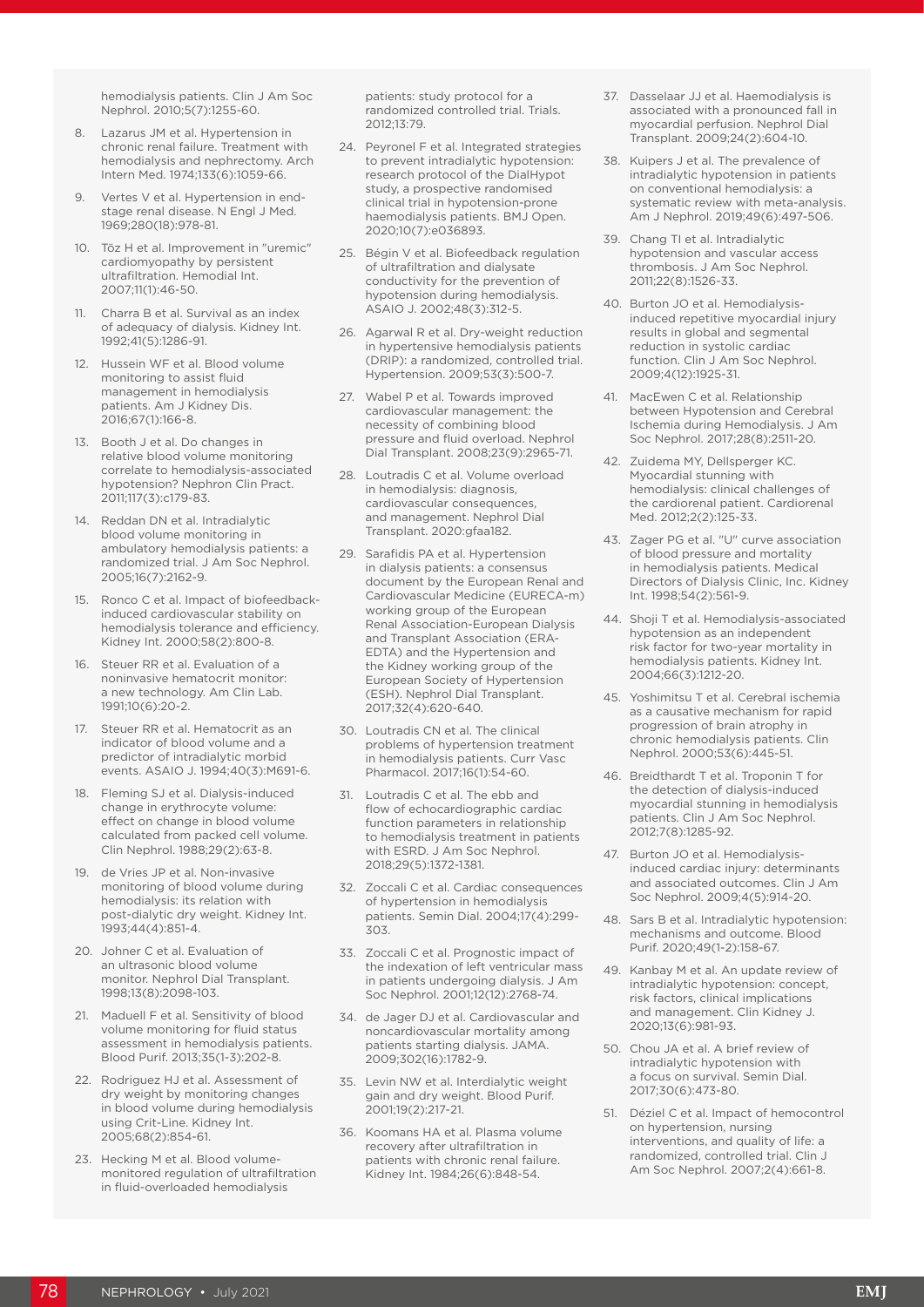hemodialysis patients. Clin J Am Soc Nephrol. 2010;5(7):1255-60.

8. Lazarus JM et al. Hypertension in chronic renal failure. Treatment with hemodialysis and nephrectomy. Arch Intern Med. 1974;133(6):1059-66.
9. Vertes V et al. Hypertension in end-stage renal disease. N Engl J Med. 1969;280(18):978-81.
10. Töz H et al. Improvement in "uremic" cardiomyopathy by persistent ultrafiltration. Hemodial Int. 2007;11(1):46-50.
11. Charra B et al. Survival as an index of adequacy of dialysis. Kidney Int. 1992;41(5):1286-91.
12. Hussein WF et al. Blood volume monitoring to assist fluid management in hemodialysis patients. Am J Kidney Dis. 2016;67(1):166-8.
13. Booth J et al. Do changes in relative blood volume monitoring correlate to hemodialysis-associated hypotension? Nephron Clin Pract. 2011;117(3):c179-83.
14. Reddan DN et al. Intradialytic blood volume monitoring in ambulatory hemodialysis patients: a randomized trial. J Am Soc Nephrol. 2005;16(7):2162-9.
15. Ronco C et al. Impact of biofeedback-induced cardiovascular stability on hemodialysis tolerance and efficiency. Kidney Int. 2000;58(2):800-8.
16. Steuer RR et al. Evaluation of a noninvasive hematocrit monitor: a new technology. Am Clin Lab. 1991;10(6):20-2.
17. Steuer RR et al. Hematocrit as an indicator of blood volume and a predictor of intradialytic morbid events. ASAIO J. 1994;40(3):M691-6.
18. Fleming SJ et al. Dialysis-induced change in erythrocyte volume: effect on change in blood volume calculated from packed cell volume. Clin Nephrol. 1988;29(2):63-8.
19. de Vries JP et al. Non-invasive monitoring of blood volume during hemodialysis: its relation with post-dialytic dry weight. Kidney Int. 1993;44(4):851-4.
20. Johner C et al. Evaluation of an ultrasonic blood volume monitor. Nephrol Dial Transplant. 1998;13(8):2098-103.
21. Maduell F et al. Sensitivity of blood volume monitoring for fluid status assessment in hemodialysis patients. Blood Purif. 2013;35(1-3):202-8.
22. Rodriguez HJ et al. Assessment of dry weight by monitoring changes in blood volume during hemodialysis using Crit-Line. Kidney Int. 2005;68(2):854-61.
23. Hecking M et al. Blood volume-monitored regulation of ultrafiltration in fluid-overloaded hemodialysis patients: study protocol for a randomized controlled trial. Trials. 2012;13:79.
24. Peyronel F et al. Integrated strategies to prevent intradialytic hypotension: research protocol of the DialHypot study, a prospective randomised clinical trial in hypotension-prone haemodialysis patients. BMJ Open. 2020;10(7):e036893.
25. Bégin V et al. Biofeedback regulation of ultrafiltration and dialysate conductivity for the prevention of hypotension during hemodialysis. ASAIO J. 2002;48(3):312-5.
26. Agarwal R et al. Dry-weight reduction in hypertensive hemodialysis patients (DRIP): a randomized, controlled trial. Hypertension. 2009;53(3):500-7.
27. Wabel P et al. Towards improved cardiovascular management: the necessity of combining blood pressure and fluid overload. Nephrol Dial Transplant. 2008;23(9):2965-71.
28. Loutradis C et al. Volume overload in hemodialysis: diagnosis, cardiovascular consequences, and management. Nephrol Dial Transplant. 2020:gfaa182.
29. Sarafidis PA et al. Hypertension in dialysis patients: a consensus document by the European Renal and Cardiovascular Medicine (EURECA-m) working group of the European Renal Association-European Dialysis and Transplant Association (ERA-EDTA) and the Hypertension and the Kidney working group of the European Society of Hypertension (ESH). Nephrol Dial Transplant. 2017;32(4):620-640.
30. Loutradis CN et al. The clinical problems of hypertension treatment in hemodialysis patients. Curr Vasc Pharmacol. 2017;16(1):54-60.
31. Loutradis C et al. The ebb and flow of echocardiographic cardiac function parameters in relationship to hemodialysis treatment in patients with ESRD. J Am Soc Nephrol. 2018;29(5):1372-1381.
32. Zoccali C et al. Cardiac consequences of hypertension in hemodialysis patients. Semin Dial. 2004;17(4):299-303.
33. Zoccali C et al. Prognostic impact of the indexation of left ventricular mass in patients undergoing dialysis. J Am Soc Nephrol. 2001;12(12):2768-74.
34. de Jager DJ et al. Cardiovascular and noncardiovascular mortality among patients starting dialysis. JAMA. 2009;302(16):1782-9.
35. Levin NW et al. Interdialytic weight gain and dry weight. Blood Purif. 2001;19(2):217-21.
36. Koomans HA et al. Plasma volume recovery after ultrafiltration in patients with chronic renal failure. Kidney Int. 1984;26(6):848-54.
37. Dasselaar JJ et al. Haemodialysis is associated with a pronounced fall in myocardial perfusion. Nephrol Dial Transplant. 2009;24(2):604-10.
38. Kuipers J et al. The prevalence of intradialytic hypotension in patients on conventional hemodialysis: a systematic review with meta-analysis. Am J Nephrol. 2019;49(6):497-506.
39. Chang TI et al. Intradialytic hypotension and vascular access thrombosis. J Am Soc Nephrol. 2011;22(8):1526-33.
40. Burton JO et al. Hemodialysis-induced repetitive myocardial injury results in global and segmental reduction in systolic cardiac function. Clin J Am Soc Nephrol. 2009;4(12):1925-31.
41. MacEwen C et al. Relationship between Hypotension and Cerebral Ischemia during Hemodialysis. J Am Soc Nephrol. 2017;28(8):2511-20.
42. Zuidema MY, Dellsperger KC. Myocardial stunning with hemodialysis: clinical challenges of the cardiorenal patient. Cardiorenal Med. 2012;2(2):125-33.
43. Zager PG et al. "U" curve association of blood pressure and mortality in hemodialysis patients. Medical Directors of Dialysis Clinic, Inc. Kidney Int. 1998;54(2):561-9.
44. Shoji T et al. Hemodialysis-associated hypotension as an independent risk factor for two-year mortality in hemodialysis patients. Kidney Int. 2004;66(3):1212-20.
45. Yoshimitsu T et al. Cerebral ischemia as a causative mechanism for rapid progression of brain atrophy in chronic hemodialysis patients. Clin Nephrol. 2000;53(6):445-51.
46. Breidthardt T et al. Troponin T for the detection of dialysis-induced myocardial stunning in hemodialysis patients. Clin J Am Soc Nephrol. 2012;7(8):1285-92.
47. Burton JO et al. Hemodialysis-induced cardiac injury: determinants and associated outcomes. Clin J Am Soc Nephrol. 2009;4(5):914-20.
48. Sars B et al. Intradialytic hypotension: mechanisms and outcome. Blood Purif. 2020;49(1-2):158-67.
49. Kanbay M et al. An update review of intradialytic hypotension: concept, risk factors, clinical implications and management. Clin Kidney J. 2020;13(6):981-93.
50. Chou JA et al. A brief review of intradialytic hypotension with a focus on survival. Semin Dial. 2017;30(6):473-80.
51. Déziel C et al. Impact of hemocontrol on hypertension, nursing interventions, and quality of life: a randomized, controlled trial. Clin J Am Soc Nephrol. 2007;2(4):661-8.